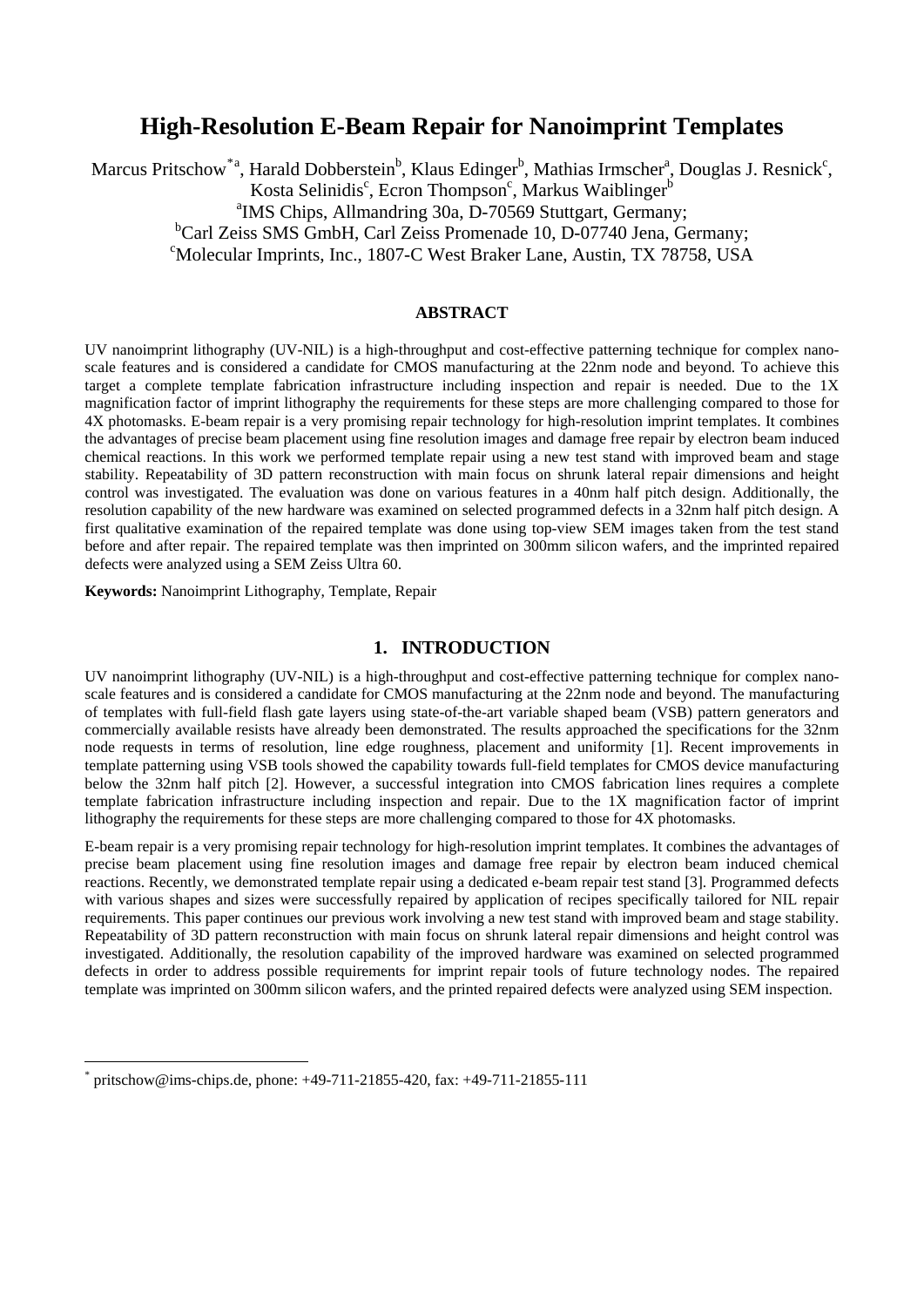# High-Resolution E-Beam Repair for Nanoimprint Templates

Marcus Pritschow[*a], Harald Dobberstein[b], Klaus Edinger[b], Mathias Irmscher[a], Douglas J. Resnick[c], Kosta Selinidis[c], Ecron Thompson[c], Markus Waiblinger[b]

[a]IMS Chips, Allmandring 30a, D-70569 Stuttgart, Germany;
[b]Carl Zeiss SMS GmbH, Carl Zeiss Promenade 10, D-07740 Jena, Germany;
[c]Molecular Imprints, Inc., 1807-C West Braker Lane, Austin, TX 78758, USA

## ABSTRACT

UV nanoimprint lithography (UV-NIL) is a high-throughput and cost-effective patterning technique for complex nano-scale features and is considered a candidate for CMOS manufacturing at the 22nm node and beyond. To achieve this target a complete template fabrication infrastructure including inspection and repair is needed. Due to the 1X magnification factor of imprint lithography the requirements for these steps are more challenging compared to those for 4X photomasks. E-beam repair is a very promising repair technology for high-resolution imprint templates. It combines the advantages of precise beam placement using fine resolution images and damage free repair by electron beam induced chemical reactions. In this work we performed template repair using a new test stand with improved beam and stage stability. Repeatability of 3D pattern reconstruction with main focus on shrunk lateral repair dimensions and height control was investigated. The evaluation was done on various features in a 40nm half pitch design. Additionally, the resolution capability of the new hardware was examined on selected programmed defects in a 32nm half pitch design. A first qualitative examination of the repaired template was done using top-view SEM images taken from the test stand before and after repair. The repaired template was then imprinted on 300mm silicon wafers, and the imprinted repaired defects were analyzed using a SEM Zeiss Ultra 60.

**Keywords:** Nanoimprint Lithography, Template, Repair

## 1. INTRODUCTION

UV nanoimprint lithography (UV-NIL) is a high-throughput and cost-effective patterning technique for complex nano-scale features and is considered a candidate for CMOS manufacturing at the 22nm node and beyond. The manufacturing of templates with full-field flash gate layers using state-of-the-art variable shaped beam (VSB) pattern generators and commercially available resists have already been demonstrated. The results approached the specifications for the 32nm node requests in terms of resolution, line edge roughness, placement and uniformity [1]. Recent improvements in template patterning using VSB tools showed the capability towards full-field templates for CMOS device manufacturing below the 32nm half pitch [2]. However, a successful integration into CMOS fabrication lines requires a complete template fabrication infrastructure including inspection and repair. Due to the 1X magnification factor of imprint lithography the requirements for these steps are more challenging compared to those for 4X photomasks.

E-beam repair is a very promising repair technology for high-resolution imprint templates. It combines the advantages of precise beam placement using fine resolution images and damage free repair by electron beam induced chemical reactions. Recently, we demonstrated template repair using a dedicated e-beam repair test stand [3]. Programmed defects with various shapes and sizes were successfully repaired by application of recipes specifically tailored for NIL repair requirements. This paper continues our previous work involving a new test stand with improved beam and stage stability. Repeatability of 3D pattern reconstruction with main focus on shrunk lateral repair dimensions and height control was investigated. Additionally, the resolution capability of the improved hardware was examined on selected programmed defects in order to address possible requirements for imprint repair tools of future technology nodes. The repaired template was imprinted on 300mm silicon wafers, and the printed repaired defects were analyzed using SEM inspection.

[*] pritschow@ims-chips.de, phone: +49-711-21855-420, fax: +49-711-21855-111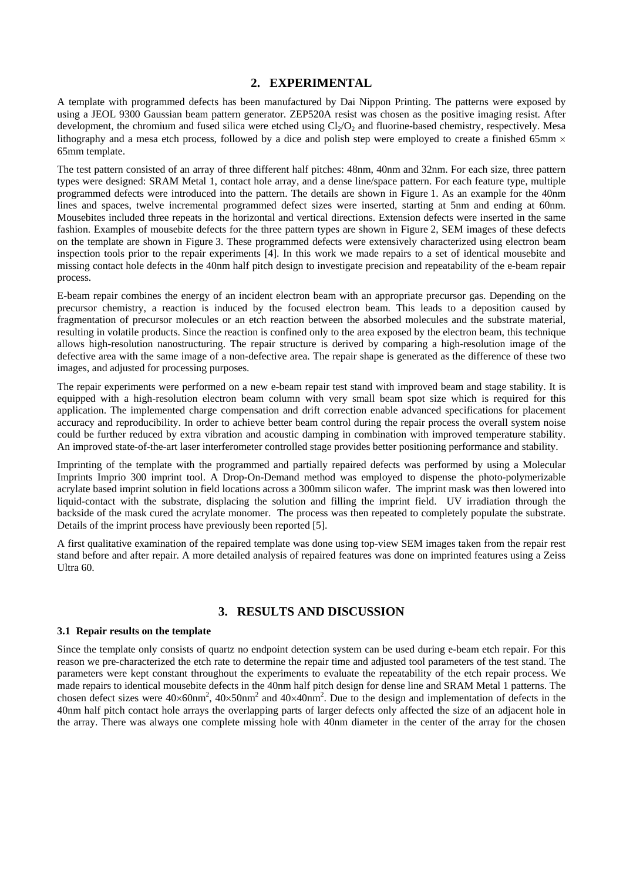## 2. EXPERIMENTAL

A template with programmed defects has been manufactured by Dai Nippon Printing. The patterns were exposed by using a JEOL 9300 Gaussian beam pattern generator. ZEP520A resist was chosen as the positive imaging resist. After development, the chromium and fused silica were etched using $Cl_2/O_2$ and fluorine-based chemistry, respectively. Mesa lithography and a mesa etch process, followed by a dice and polish step were employed to create a finished 65mm × 65mm template.

The test pattern consisted of an array of three different half pitches: 48nm, 40nm and 32nm. For each size, three pattern types were designed: SRAM Metal 1, contact hole array, and a dense line/space pattern. For each feature type, multiple programmed defects were introduced into the pattern. The details are shown in Figure 1. As an example for the 40nm lines and spaces, twelve incremental programmed defect sizes were inserted, starting at 5nm and ending at 60nm. Mousebites included three repeats in the horizontal and vertical directions. Extension defects were inserted in the same fashion. Examples of mousebite defects for the three pattern types are shown in Figure 2, SEM images of these defects on the template are shown in Figure 3. These programmed defects were extensively characterized using electron beam inspection tools prior to the repair experiments [4]. In this work we made repairs to a set of identical mousebite and missing contact hole defects in the 40nm half pitch design to investigate precision and repeatability of the e-beam repair process.

E-beam repair combines the energy of an incident electron beam with an appropriate precursor gas. Depending on the precursor chemistry, a reaction is induced by the focused electron beam. This leads to a deposition caused by fragmentation of precursor molecules or an etch reaction between the absorbed molecules and the substrate material, resulting in volatile products. Since the reaction is confined only to the area exposed by the electron beam, this technique allows high-resolution nanostructuring. The repair structure is derived by comparing a high-resolution image of the defective area with the same image of a non-defective area. The repair shape is generated as the difference of these two images, and adjusted for processing purposes.

The repair experiments were performed on a new e-beam repair test stand with improved beam and stage stability. It is equipped with a high-resolution electron beam column with very small beam spot size which is required for this application. The implemented charge compensation and drift correction enable advanced specifications for placement accuracy and reproducibility. In order to achieve better beam control during the repair process the overall system noise could be further reduced by extra vibration and acoustic damping in combination with improved temperature stability. An improved state-of-the-art laser interferometer controlled stage provides better positioning performance and stability.

Imprinting of the template with the programmed and partially repaired defects was performed by using a Molecular Imprints Imprio 300 imprint tool. A Drop-On-Demand method was employed to dispense the photo-polymerizable acrylate based imprint solution in field locations across a 300mm silicon wafer. The imprint mask was then lowered into liquid-contact with the substrate, displacing the solution and filling the imprint field. UV irradiation through the backside of the mask cured the acrylate monomer. The process was then repeated to completely populate the substrate. Details of the imprint process have previously been reported [5].

A first qualitative examination of the repaired template was done using top-view SEM images taken from the repair rest stand before and after repair. A more detailed analysis of repaired features was done on imprinted features using a Zeiss Ultra 60.

## 3. RESULTS AND DISCUSSION

### 3.1 Repair results on the template

Since the template only consists of quartz no endpoint detection system can be used during e-beam etch repair. For this reason we pre-characterized the etch rate to determine the repair time and adjusted tool parameters of the test stand. The parameters were kept constant throughout the experiments to evaluate the repeatability of the etch repair process. We made repairs to identical mousebite defects in the 40nm half pitch design for dense line and SRAM Metal 1 patterns. The chosen defect sizes were $40{\times}60\text{nm}^2$, $40{\times}50\text{nm}^2$ and $40{\times}40\text{nm}^2$. Due to the design and implementation of defects in the 40nm half pitch contact hole arrays the overlapping parts of larger defects only affected the size of an adjacent hole in the array. There was always one complete missing hole with 40nm diameter in the center of the array for the chosen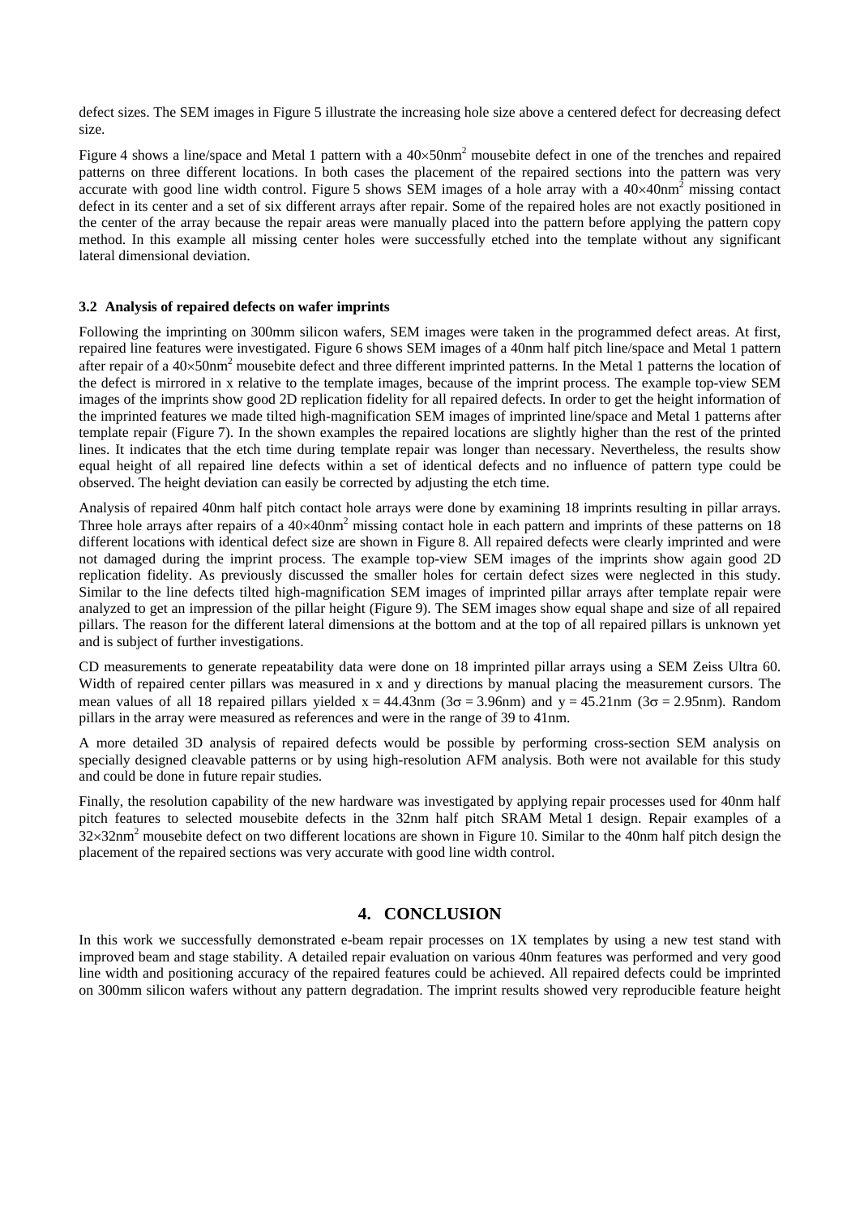defect sizes. The SEM images in Figure 5 illustrate the increasing hole size above a centered defect for decreasing defect size.

Figure 4 shows a line/space and Metal 1 pattern with a $40\times50nm^2$ mousebite defect in one of the trenches and repaired patterns on three different locations. In both cases the placement of the repaired sections into the pattern was very accurate with good line width control. Figure 5 shows SEM images of a hole array with a $40\times40nm^2$ missing contact defect in its center and a set of six different arrays after repair. Some of the repaired holes are not exactly positioned in the center of the array because the repair areas were manually placed into the pattern before applying the pattern copy method. In this example all missing center holes were successfully etched into the template without any significant lateral dimensional deviation.

### 3.2 Analysis of repaired defects on wafer imprints

Following the imprinting on 300mm silicon wafers, SEM images were taken in the programmed defect areas. At first, repaired line features were investigated. Figure 6 shows SEM images of a 40nm half pitch line/space and Metal 1 pattern after repair of a $40\times50nm^2$ mousebite defect and three different imprinted patterns. In the Metal 1 patterns the location of the defect is mirrored in x relative to the template images, because of the imprint process. The example top-view SEM images of the imprints show good 2D replication fidelity for all repaired defects. In order to get the height information of the imprinted features we made tilted high-magnification SEM images of imprinted line/space and Metal 1 patterns after template repair (Figure 7). In the shown examples the repaired locations are slightly higher than the rest of the printed lines. It indicates that the etch time during template repair was longer than necessary. Nevertheless, the results show equal height of all repaired line defects within a set of identical defects and no influence of pattern type could be observed. The height deviation can easily be corrected by adjusting the etch time.

Analysis of repaired 40nm half pitch contact hole arrays were done by examining 18 imprints resulting in pillar arrays. Three hole arrays after repairs of a $40\times40nm^2$ missing contact hole in each pattern and imprints of these patterns on 18 different locations with identical defect size are shown in Figure 8. All repaired defects were clearly imprinted and were not damaged during the imprint process. The example top-view SEM images of the imprints show again good 2D replication fidelity. As previously discussed the smaller holes for certain defect sizes were neglected in this study. Similar to the line defects tilted high-magnification SEM images of imprinted pillar arrays after template repair were analyzed to get an impression of the pillar height (Figure 9). The SEM images show equal shape and size of all repaired pillars. The reason for the different lateral dimensions at the bottom and at the top of all repaired pillars is unknown yet and is subject of further investigations.

CD measurements to generate repeatability data were done on 18 imprinted pillar arrays using a SEM Zeiss Ultra 60. Width of repaired center pillars was measured in x and y directions by manual placing the measurement cursors. The mean values of all 18 repaired pillars yielded $x = 44.43nm$ ($3\sigma = 3.96nm$) and $y = 45.21nm$ ($3\sigma = 2.95nm$). Random pillars in the array were measured as references and were in the range of 39 to 41nm.

A more detailed 3D analysis of repaired defects would be possible by performing cross-section SEM analysis on specially designed cleavable patterns or by using high-resolution AFM analysis. Both were not available for this study and could be done in future repair studies.

Finally, the resolution capability of the new hardware was investigated by applying repair processes used for 40nm half pitch features to selected mousebite defects in the 32nm half pitch SRAM Metal 1 design. Repair examples of a $32\times32nm^2$ mousebite defect on two different locations are shown in Figure 10. Similar to the 40nm half pitch design the placement of the repaired sections was very accurate with good line width control.

## 4. CONCLUSION

In this work we successfully demonstrated e-beam repair processes on 1X templates by using a new test stand with improved beam and stage stability. A detailed repair evaluation on various 40nm features was performed and very good line width and positioning accuracy of the repaired features could be achieved. All repaired defects could be imprinted on 300mm silicon wafers without any pattern degradation. The imprint results showed very reproducible feature height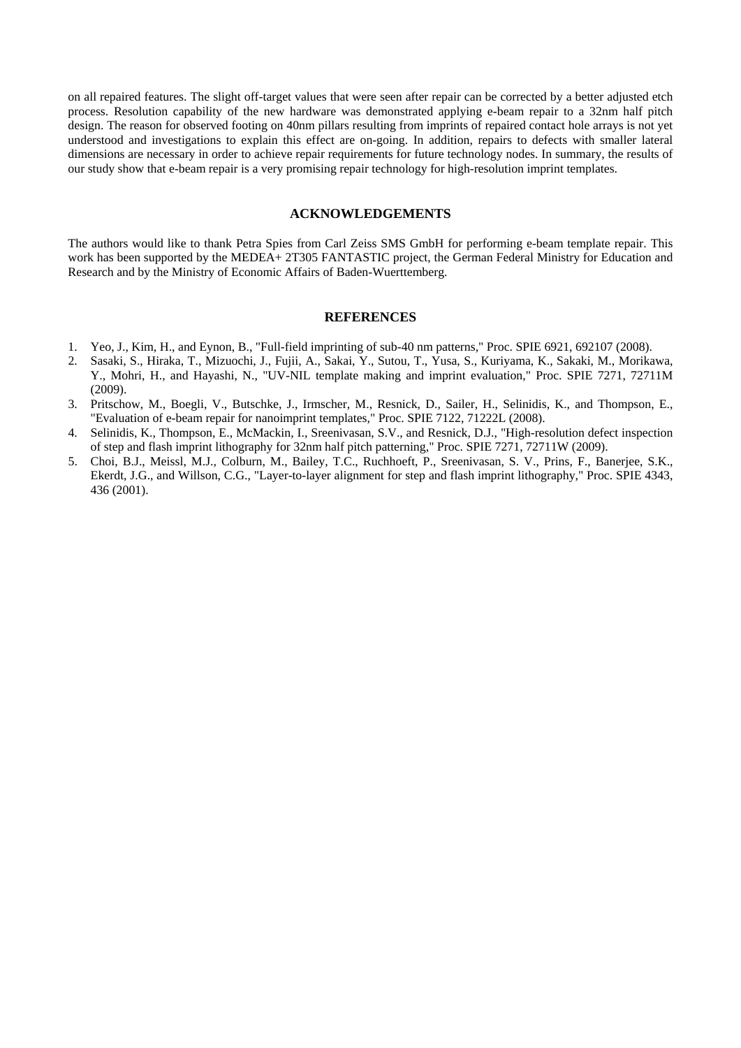on all repaired features. The slight off-target values that were seen after repair can be corrected by a better adjusted etch process. Resolution capability of the new hardware was demonstrated applying e-beam repair to a 32nm half pitch design. The reason for observed footing on 40nm pillars resulting from imprints of repaired contact hole arrays is not yet understood and investigations to explain this effect are on-going. In addition, repairs to defects with smaller lateral dimensions are necessary in order to achieve repair requirements for future technology nodes. In summary, the results of our study show that e-beam repair is a very promising repair technology for high-resolution imprint templates.

## ACKNOWLEDGEMENTS

The authors would like to thank Petra Spies from Carl Zeiss SMS GmbH for performing e-beam template repair. This work has been supported by the MEDEA+ 2T305 FANTASTIC project, the German Federal Ministry for Education and Research and by the Ministry of Economic Affairs of Baden-Wuerttemberg.

## REFERENCES

1. Yeo, J., Kim, H., and Eynon, B., "Full-field imprinting of sub-40 nm patterns," Proc. SPIE 6921, 692107 (2008).
2. Sasaki, S., Hiraka, T., Mizuochi, J., Fujii, A., Sakai, Y., Sutou, T., Yusa, S., Kuriyama, K., Sakaki, M., Morikawa, Y., Mohri, H., and Hayashi, N., "UV-NIL template making and imprint evaluation," Proc. SPIE 7271, 72711M (2009).
3. Pritschow, M., Boegli, V., Butschke, J., Irmscher, M., Resnick, D., Sailer, H., Selinidis, K., and Thompson, E., "Evaluation of e-beam repair for nanoimprint templates," Proc. SPIE 7122, 71222L (2008).
4. Selinidis, K., Thompson, E., McMackin, I., Sreenivasan, S.V., and Resnick, D.J., "High-resolution defect inspection of step and flash imprint lithography for 32nm half pitch patterning," Proc. SPIE 7271, 72711W (2009).
5. Choi, B.J., Meissl, M.J., Colburn, M., Bailey, T.C., Ruchhoeft, P., Sreenivasan, S. V., Prins, F., Banerjee, S.K., Ekerdt, J.G., and Willson, C.G., "Layer-to-layer alignment for step and flash imprint lithography," Proc. SPIE 4343, 436 (2001).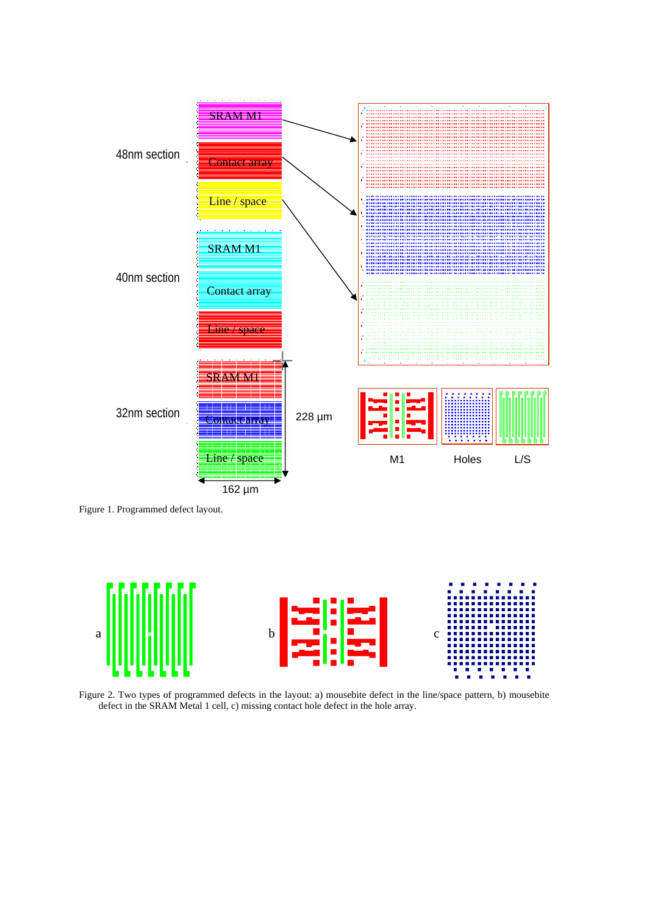Figure 1. Programmed defect layout.

Figure 2. Two types of programmed defects in the layout: a) mousebite defect in the line/space pattern, b) mousebite defect in the SRAM Metal 1 cell, c) missing contact hole defect in the hole array.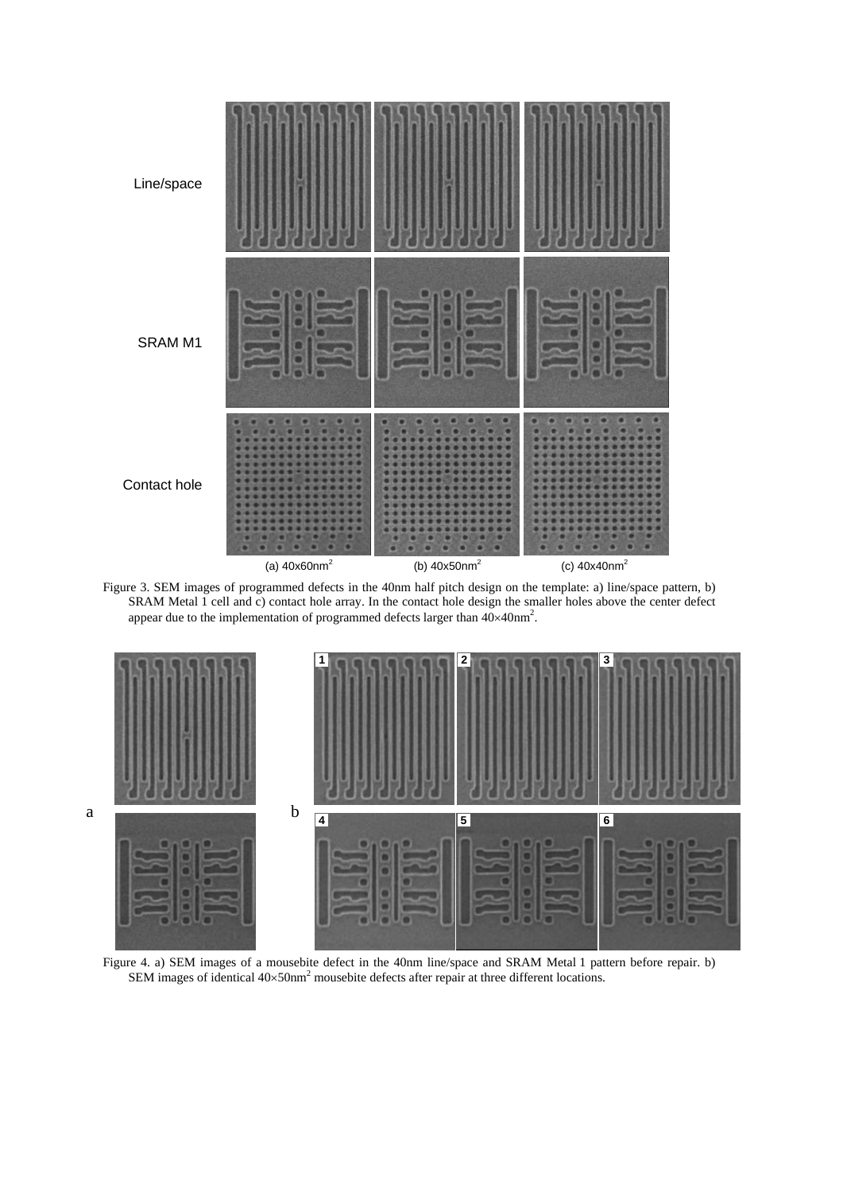Figure 3. SEM images of programmed defects in the 40nm half pitch design on the template: a) line/space pattern, b) SRAM Metal 1 cell and c) contact hole array. In the contact hole design the smaller holes above the center defect appear due to the implementation of programmed defects larger than $40\times40\text{nm}^2$.

Figure 4. a) SEM images of a mousebite defect in the 40nm line/space and SRAM Metal 1 pattern before repair. b) SEM images of identical $40\times50\text{nm}^2$ mousebite defects after repair at three different locations.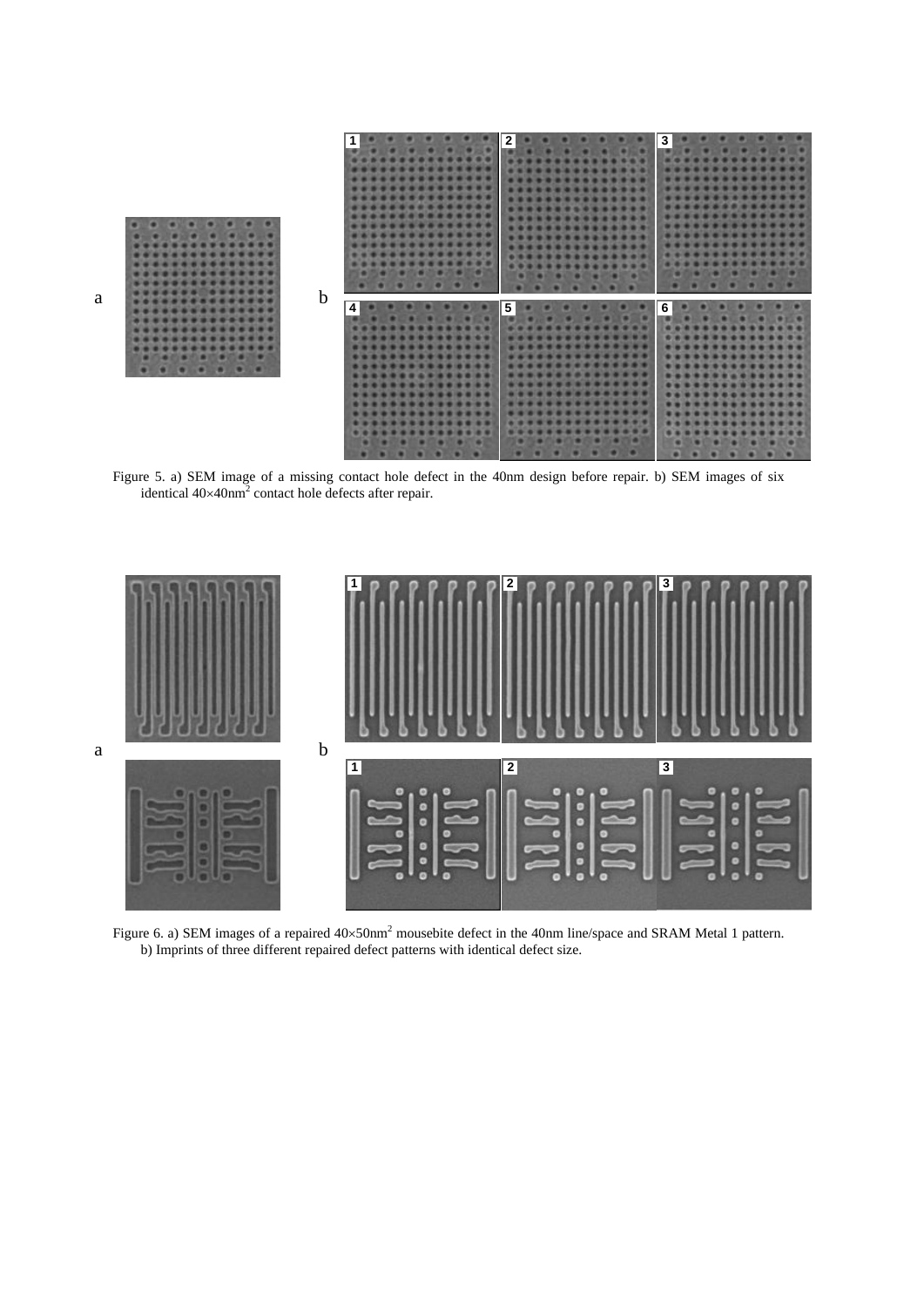Figure 5. a) SEM image of a missing contact hole defect in the 40nm design before repair. b) SEM images of six identical $40\times40nm^2$ contact hole defects after repair.

Figure 6. a) SEM images of a repaired $40\times50nm^2$ mousebite defect in the 40nm line/space and SRAM Metal 1 pattern. b) Imprints of three different repaired defect patterns with identical defect size.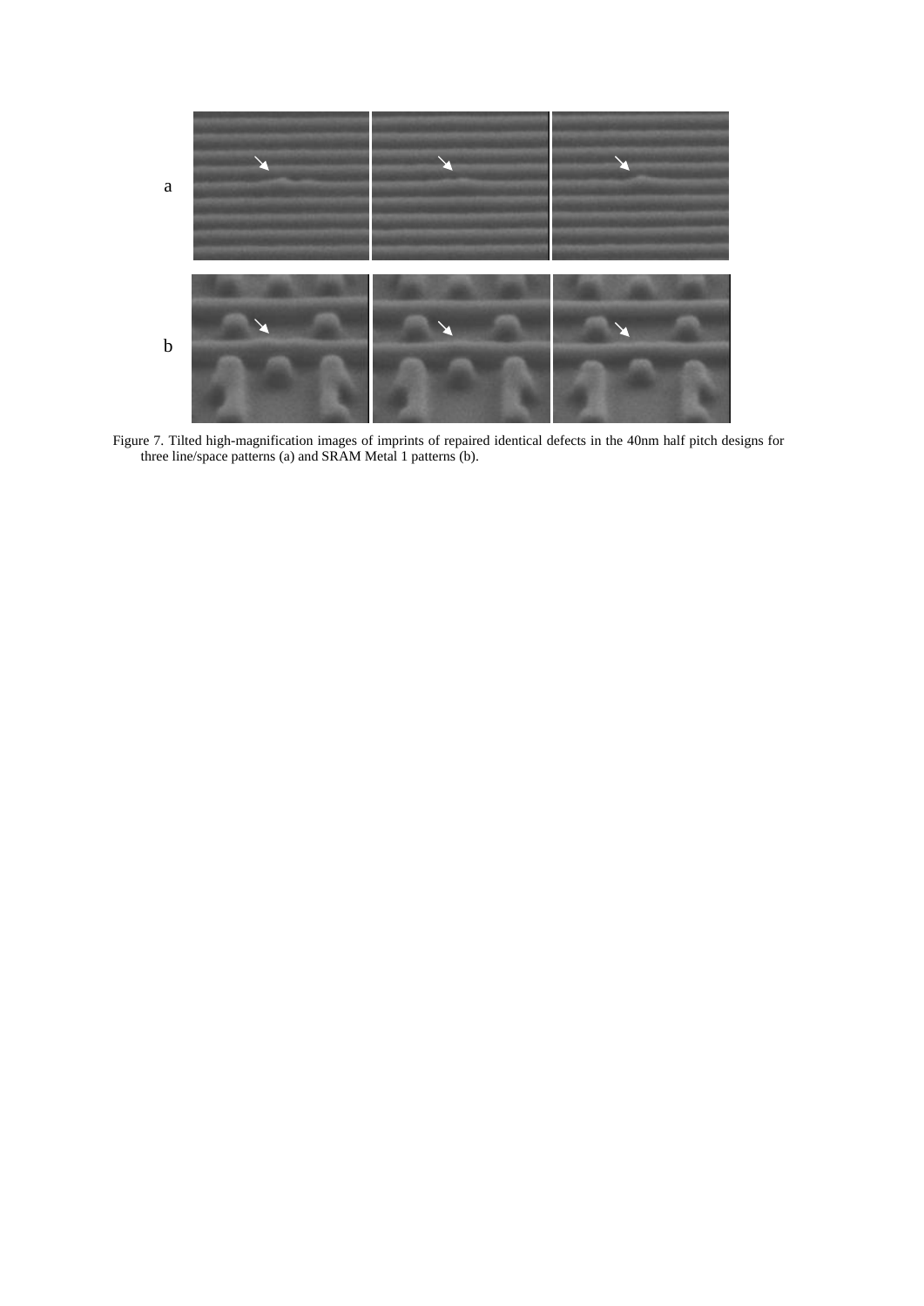Figure 7. Tilted high-magnification images of imprints of repaired identical defects in the 40nm half pitch designs for three line/space patterns (a) and SRAM Metal 1 patterns (b).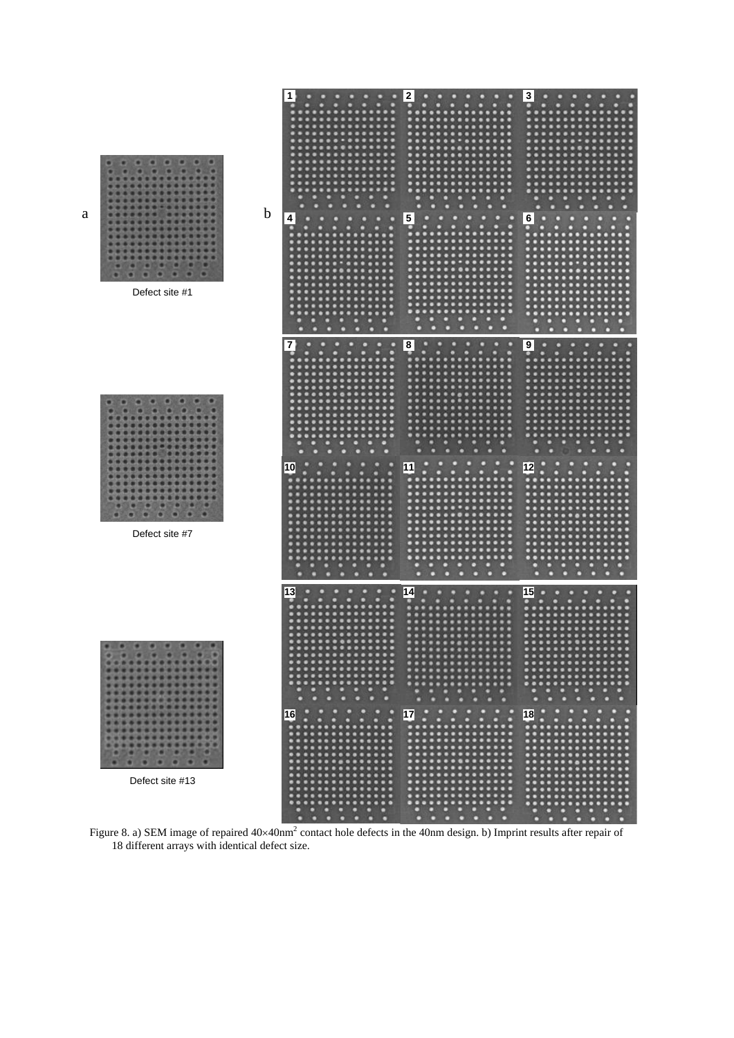Figure 8. a) SEM image of repaired 40×40nm$^2$ contact hole defects in the 40nm design. b) Imprint results after repair of 18 different arrays with identical defect size.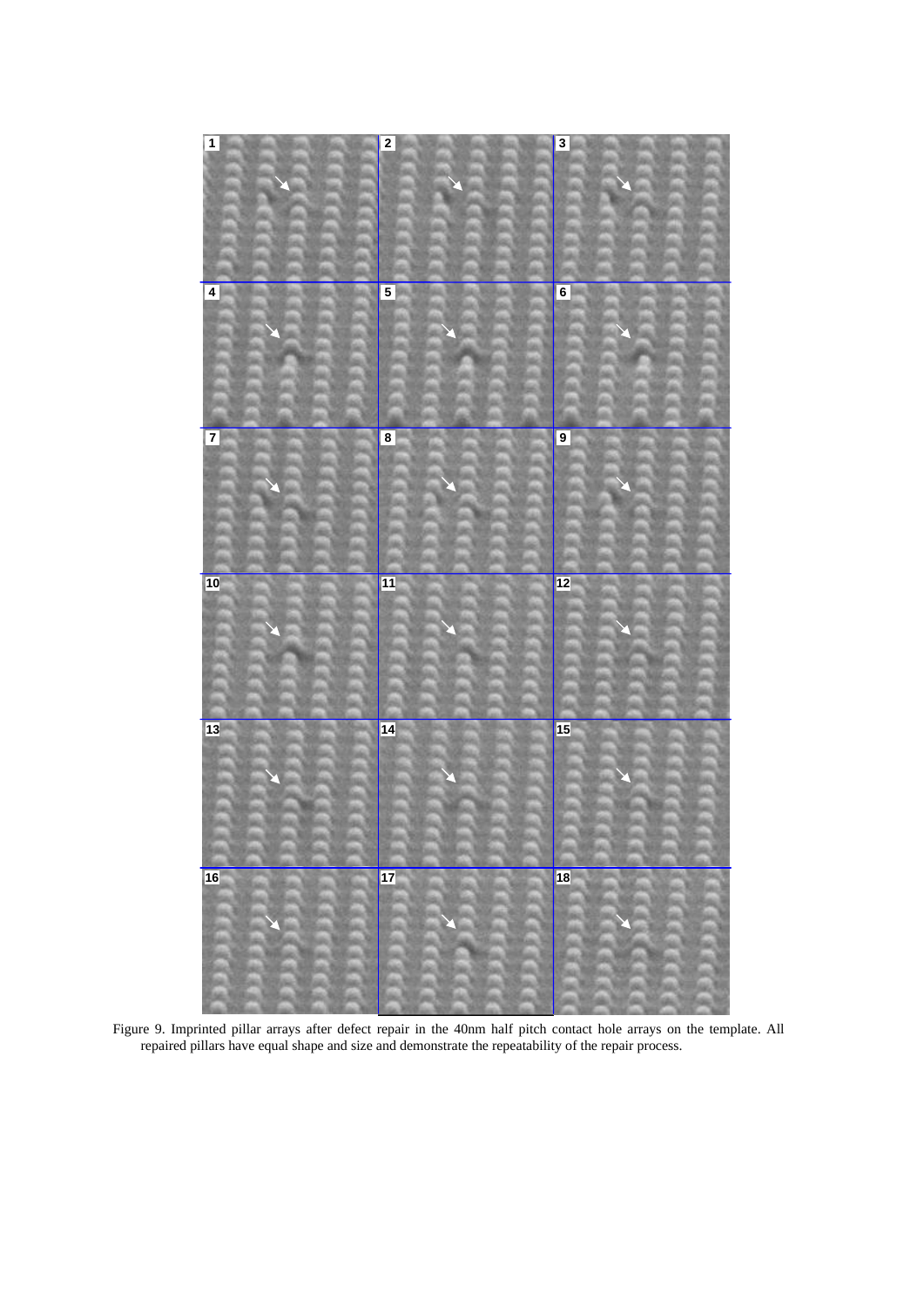Figure 9. Imprinted pillar arrays after defect repair in the 40nm half pitch contact hole arrays on the template. All repaired pillars have equal shape and size and demonstrate the repeatability of the repair process.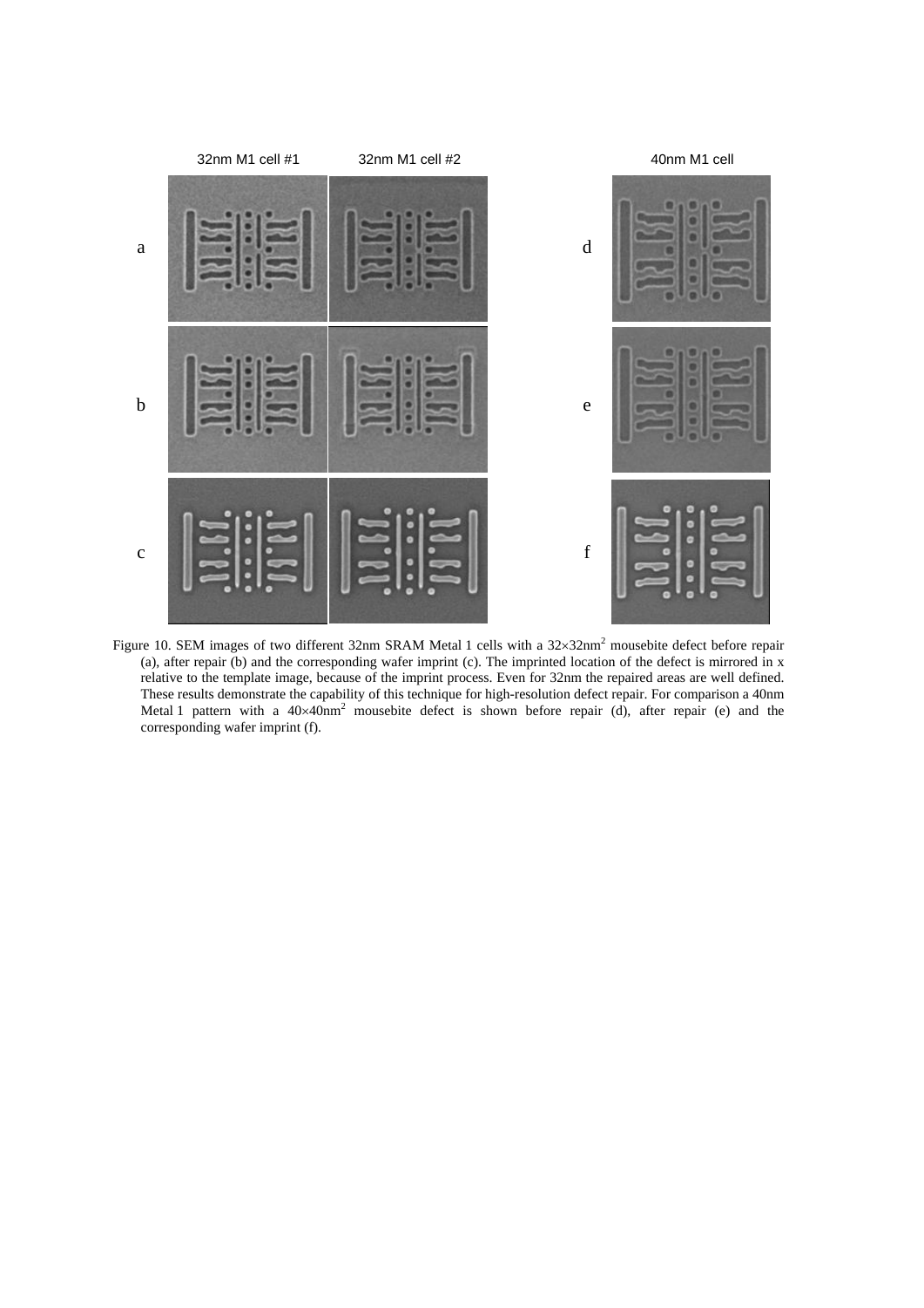32nm M1 cell #1

32nm M1 cell #2

40nm M1 cell

a

b

c

d

e

f

Figure 10. SEM images of two different 32nm SRAM Metal 1 cells with a $32\times32\text{nm}^2$ mousebite defect before repair (a), after repair (b) and the corresponding wafer imprint (c). The imprinted location of the defect is mirrored in x relative to the template image, because of the imprint process. Even for 32nm the repaired areas are well defined. These results demonstrate the capability of this technique for high-resolution defect repair. For comparison a 40nm Metal 1 pattern with a $40\times40\text{nm}^2$ mousebite defect is shown before repair (d), after repair (e) and the corresponding wafer imprint (f).